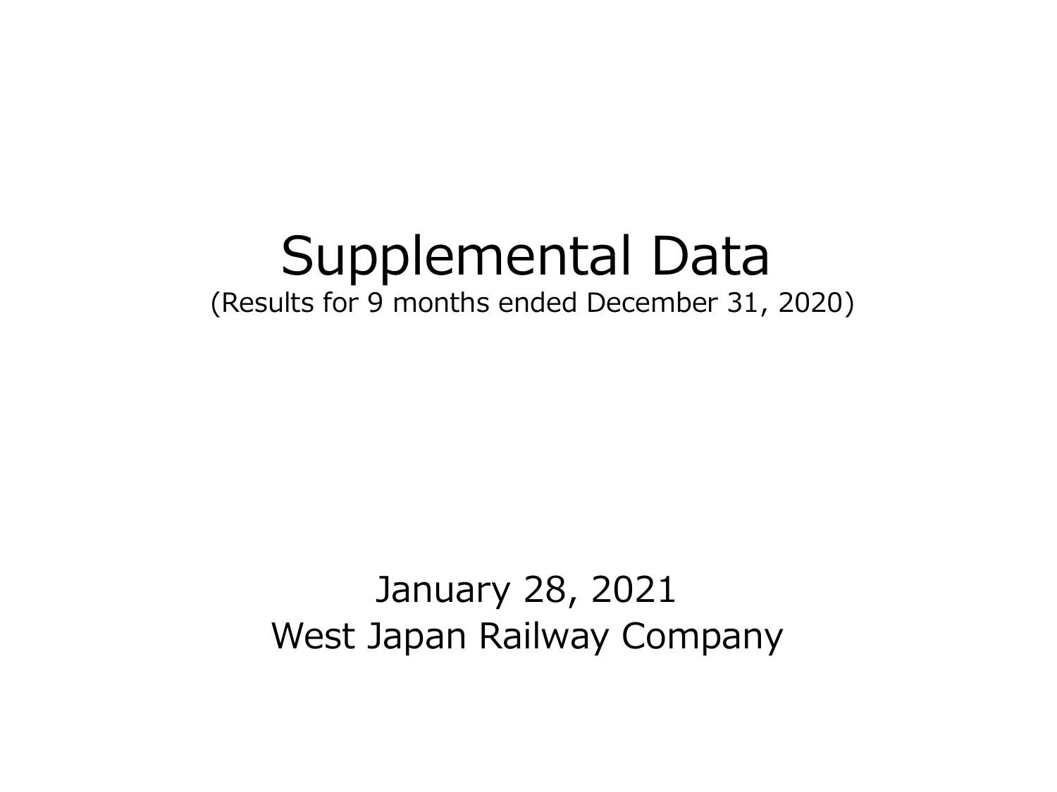# Supplemental Data

(Results for 9 months ended December 31, 2020)

January 28, 2021

West Japan Railway Company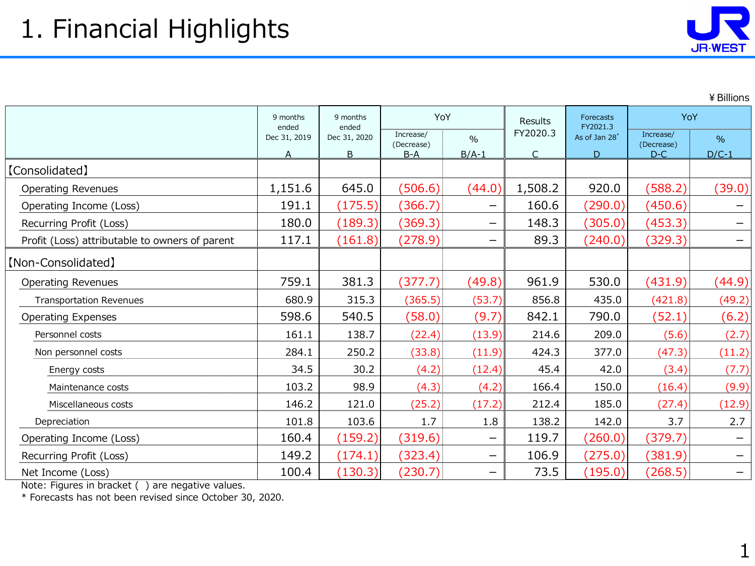# 1. Financial Highlights

¥ Billions

| | 9 months ended Dec 31, 2019 A | 9 months ended Dec 31, 2020 B | YoY Increase/ (Decrease) B-A | YoY % B/A-1 | Results FY2020.3 C | Forecasts FY2021.3 As of Jan 28* D | YoY Increase/ (Decrease) D-C | YoY % D/C-1 |
|---|---|---|---|---|---|---|---|---|
| 【Consolidated】 | | | | | | | | |
| Operating Revenues | 1,151.6 | 645.0 | (506.6) | (44.0) | 1,508.2 | 920.0 | (588.2) | (39.0) |
| Operating Income (Loss) | 191.1 | (175.5) | (366.7) | – | 160.6 | (290.0) | (450.6) | – |
| Recurring Profit (Loss) | 180.0 | (189.3) | (369.3) | – | 148.3 | (305.0) | (453.3) | – |
| Profit (Loss) attributable to owners of parent | 117.1 | (161.8) | (278.9) | – | 89.3 | (240.0) | (329.3) | – |
| 【Non-Consolidated】 | | | | | | | | |
| Operating Revenues | 759.1 | 381.3 | (377.7) | (49.8) | 961.9 | 530.0 | (431.9) | (44.9) |
| Transportation Revenues | 680.9 | 315.3 | (365.5) | (53.7) | 856.8 | 435.0 | (421.8) | (49.2) |
| Operating Expenses | 598.6 | 540.5 | (58.0) | (9.7) | 842.1 | 790.0 | (52.1) | (6.2) |
| Personnel costs | 161.1 | 138.7 | (22.4) | (13.9) | 214.6 | 209.0 | (5.6) | (2.7) |
| Non personnel costs | 284.1 | 250.2 | (33.8) | (11.9) | 424.3 | 377.0 | (47.3) | (11.2) |
| Energy costs | 34.5 | 30.2 | (4.2) | (12.4) | 45.4 | 42.0 | (3.4) | (7.7) |
| Maintenance costs | 103.2 | 98.9 | (4.3) | (4.2) | 166.4 | 150.0 | (16.4) | (9.9) |
| Miscellaneous costs | 146.2 | 121.0 | (25.2) | (17.2) | 212.4 | 185.0 | (27.4) | (12.9) |
| Depreciation | 101.8 | 103.6 | 1.7 | 1.8 | 138.2 | 142.0 | 3.7 | 2.7 |
| Operating Income (Loss) | 160.4 | (159.2) | (319.6) | – | 119.7 | (260.0) | (379.7) | – |
| Recurring Profit (Loss) | 149.2 | (174.1) | (323.4) | – | 106.9 | (275.0) | (381.9) | – |
| Net Income (Loss) | 100.4 | (130.3) | (230.7) | – | 73.5 | (195.0) | (268.5) | – |

Note: Figures in bracket ( ) are negative values.

\* Forecasts has not been revised since October 30, 2020.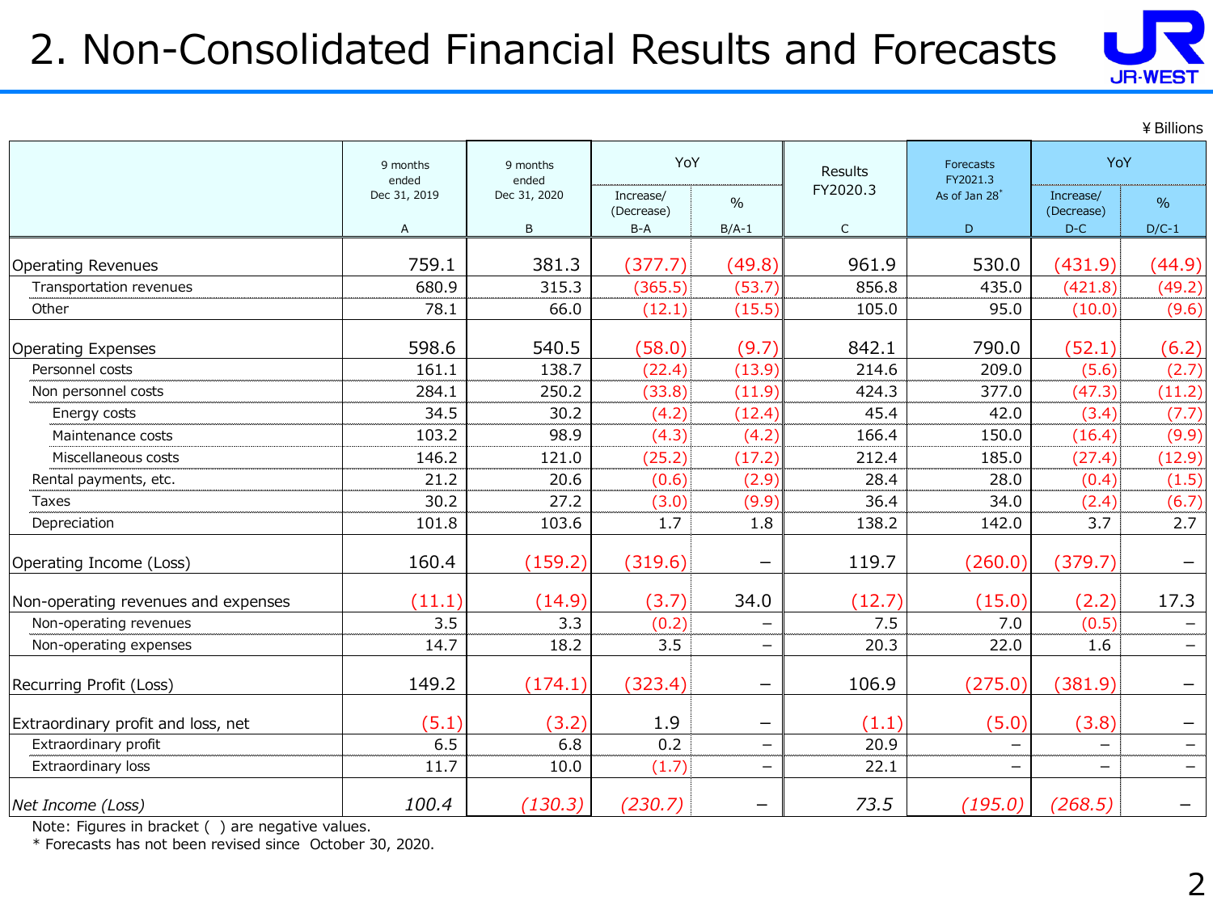# 2. Non-Consolidated Financial Results and Forecasts

¥ Billions

| | 9 months ended Dec 31, 2019 | 9 months ended Dec 31, 2020 | YoY | | Results FY2020.3 | Forecasts FY2021.3 As of Jan 28* | YoY | |
|---|---|---|---|---|---|---|---|---|
| | | | Increase/ (Decrease) | % | | | Increase/ (Decrease) | % |
| | A | B | B-A | B/A-1 | C | D | D-C | D/C-1 |
| Operating Revenues | 759.1 | 381.3 | (377.7) | (49.8) | 961.9 | 530.0 | (431.9) | (44.9) |
| Transportation revenues | 680.9 | 315.3 | (365.5) | (53.7) | 856.8 | 435.0 | (421.8) | (49.2) |
| Other | 78.1 | 66.0 | (12.1) | (15.5) | 105.0 | 95.0 | (10.0) | (9.6) |
| Operating Expenses | 598.6 | 540.5 | (58.0) | (9.7) | 842.1 | 790.0 | (52.1) | (6.2) |
| Personnel costs | 161.1 | 138.7 | (22.4) | (13.9) | 214.6 | 209.0 | (5.6) | (2.7) |
| Non personnel costs | 284.1 | 250.2 | (33.8) | (11.9) | 424.3 | 377.0 | (47.3) | (11.2) |
| Energy costs | 34.5 | 30.2 | (4.2) | (12.4) | 45.4 | 42.0 | (3.4) | (7.7) |
| Maintenance costs | 103.2 | 98.9 | (4.3) | (4.2) | 166.4 | 150.0 | (16.4) | (9.9) |
| Miscellaneous costs | 146.2 | 121.0 | (25.2) | (17.2) | 212.4 | 185.0 | (27.4) | (12.9) |
| Rental payments, etc. | 21.2 | 20.6 | (0.6) | (2.9) | 28.4 | 28.0 | (0.4) | (1.5) |
| Taxes | 30.2 | 27.2 | (3.0) | (9.9) | 36.4 | 34.0 | (2.4) | (6.7) |
| Depreciation | 101.8 | 103.6 | 1.7 | 1.8 | 138.2 | 142.0 | 3.7 | 2.7 |
| Operating Income (Loss) | 160.4 | (159.2) | (319.6) | – | 119.7 | (260.0) | (379.7) | – |
| Non-operating revenues and expenses | (11.1) | (14.9) | (3.7) | 34.0 | (12.7) | (15.0) | (2.2) | 17.3 |
| Non-operating revenues | 3.5 | 3.3 | (0.2) | – | 7.5 | 7.0 | (0.5) | – |
| Non-operating expenses | 14.7 | 18.2 | 3.5 | – | 20.3 | 22.0 | 1.6 | – |
| Recurring Profit (Loss) | 149.2 | (174.1) | (323.4) | – | 106.9 | (275.0) | (381.9) | – |
| Extraordinary profit and loss, net | (5.1) | (3.2) | 1.9 | – | (1.1) | (5.0) | (3.8) | – |
| Extraordinary profit | 6.5 | 6.8 | 0.2 | – | 20.9 | – | – | – |
| Extraordinary loss | 11.7 | 10.0 | (1.7) | – | 22.1 | – | – | – |
| *Net Income (Loss)* | *100.4* | *(130.3)* | *(230.7)* | – | *73.5* | *(195.0)* | *(268.5)* | – |

Note: Figures in bracket ( ) are negative values.

\* Forecasts has not been revised since October 30, 2020.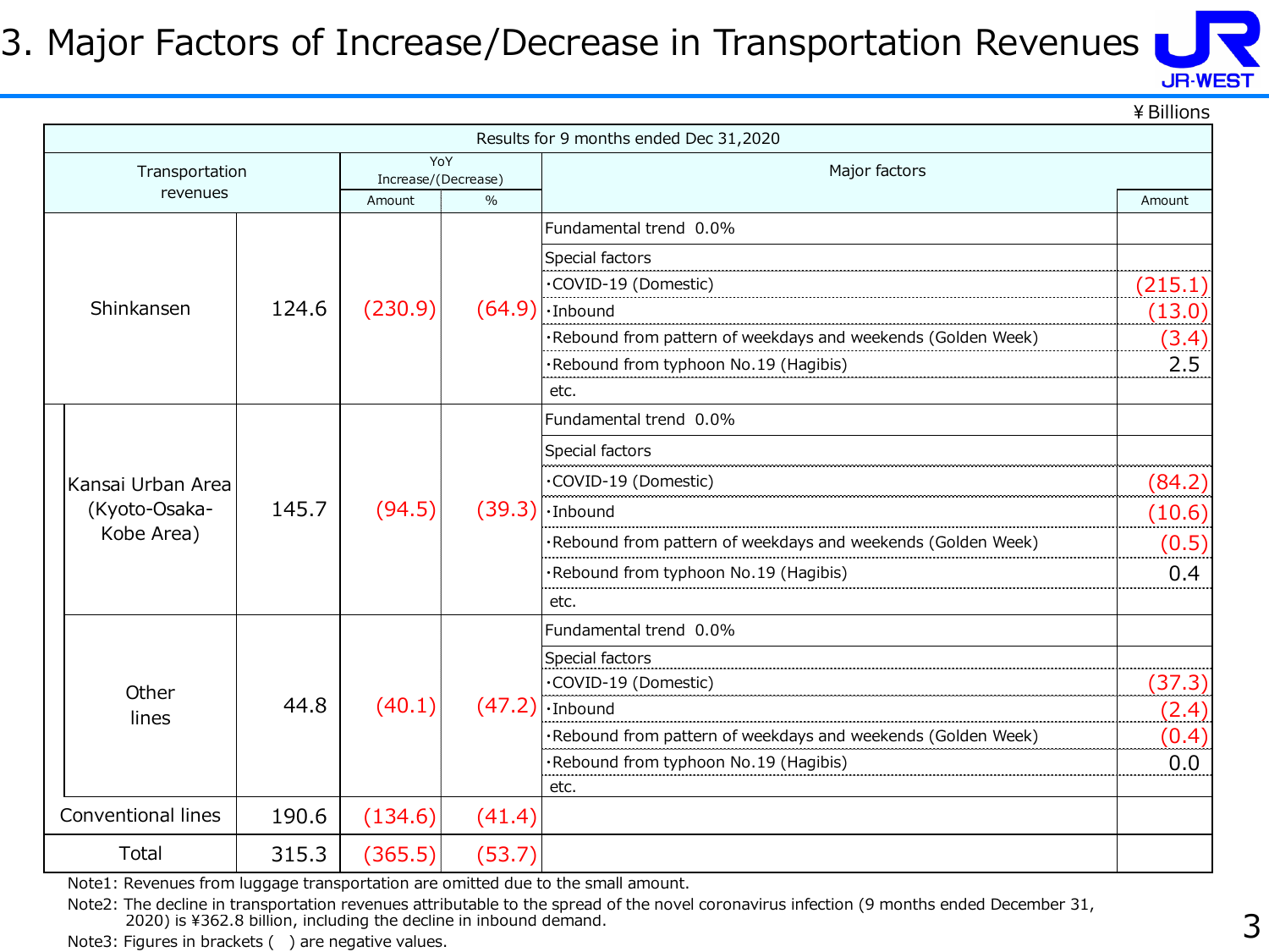# 3. Major Factors of Increase/Decrease in Transportation Revenues

¥ Billions

Results for 9 months ended Dec 31,2020

| Transportation revenues | | | YoY Increase/(Decrease) Amount | YoY Increase/(Decrease) % | Major factors | Amount |
|---|---|---|---|---|---|---|
| Shinkansen | | 124.6 | (230.9) | (64.9) | Fundamental trend 0.0% | |
| | | | | | Special factors | |
| | | | | | ･COVID-19 (Domestic) | (215.1) |
| | | | | | ･Inbound | (13.0) |
| | | | | | ･Rebound from pattern of weekdays and weekends (Golden Week) | (3.4) |
| | | | | | ･Rebound from typhoon No.19 (Hagibis) | 2.5 |
| | | | | | etc. | |
| | Kansai Urban Area (Kyoto-Osaka-Kobe Area) | 145.7 | (94.5) | (39.3) | Fundamental trend 0.0% | |
| | | | | | Special factors | |
| | | | | | ･COVID-19 (Domestic) | (84.2) |
| | | | | | ･Inbound | (10.6) |
| | | | | | ･Rebound from pattern of weekdays and weekends (Golden Week) | (0.5) |
| | | | | | ･Rebound from typhoon No.19 (Hagibis) | 0.4 |
| | | | | | etc. | |
| | Other lines | 44.8 | (40.1) | (47.2) | Fundamental trend 0.0% | |
| | | | | | Special factors | |
| | | | | | ･COVID-19 (Domestic) | (37.3) |
| | | | | | ･Inbound | (2.4) |
| | | | | | ･Rebound from pattern of weekdays and weekends (Golden Week) | (0.4) |
| | | | | | ･Rebound from typhoon No.19 (Hagibis) | 0.0 |
| | | | | | etc. | |
| Conventional lines | | 190.6 | (134.6) | (41.4) | | |
| Total | | 315.3 | (365.5) | (53.7) | | |

Note1: Revenues from luggage transportation are omitted due to the small amount.

Note2: The decline in transportation revenues attributable to the spread of the novel coronavirus infection (9 months ended December 31, 2020) is ¥362.8 billion, including the decline in inbound demand.

Note3: Figures in brackets ( ) are negative values.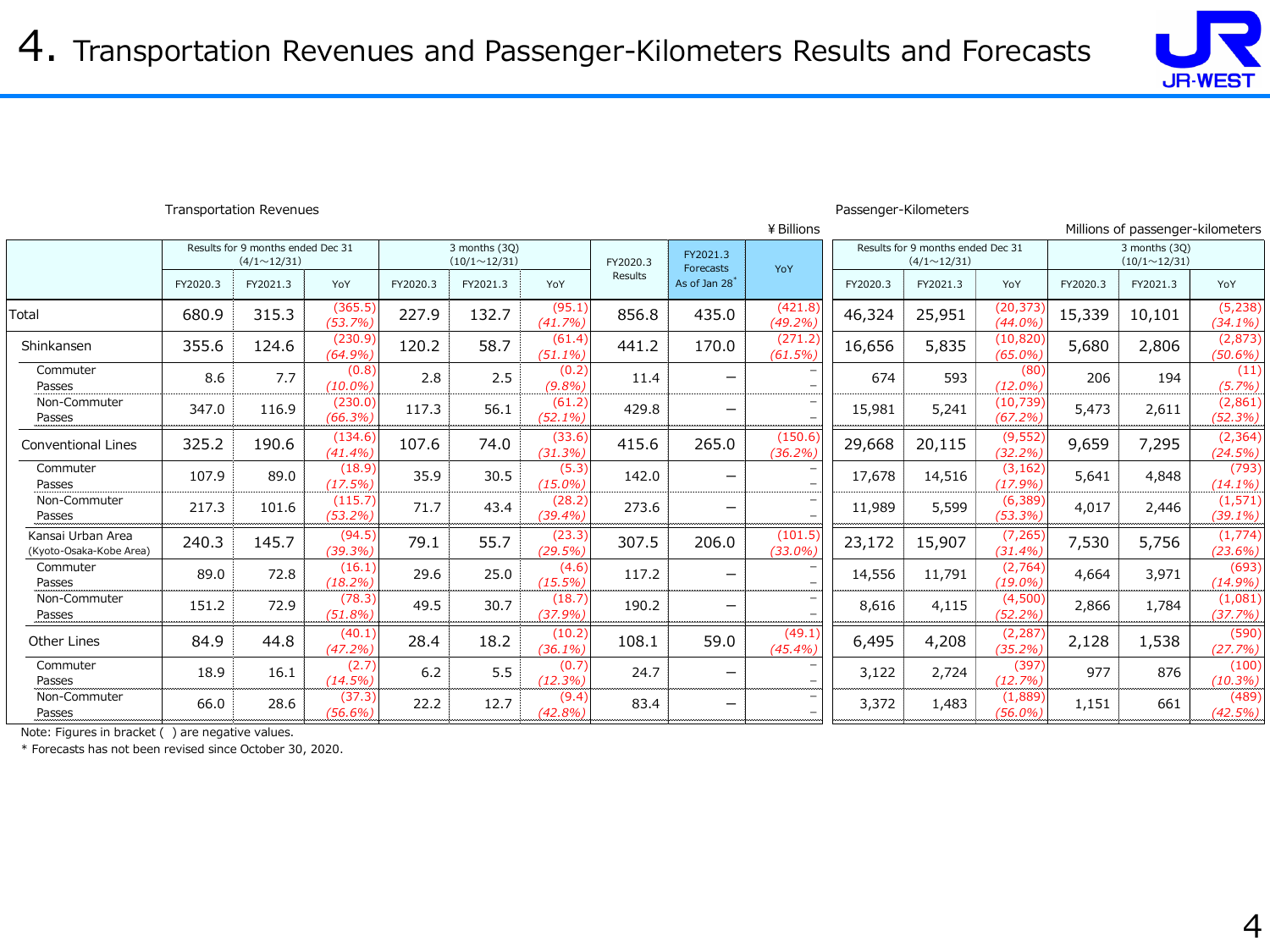# 4. Transportation Revenues and Passenger-Kilometers Results and Forecasts

Transportation Revenues

¥ Billions

| | Results for 9 months ended Dec 31 (4/1～12/31) | | | 3 months (3Q) (10/1～12/31) | | | FY2020.3 Results | FY2021.3 Forecasts As of Jan 28* | YoY |
|---|---|---|---|---|---|---|---|---|---|
| | FY2020.3 | FY2021.3 | YoY | FY2020.3 | FY2021.3 | YoY | | | |
| Total | 680.9 | 315.3 | (365.5) (53.7%) | 227.9 | 132.7 | (95.1) (41.7%) | 856.8 | 435.0 | (421.8) (49.2%) |
| Shinkansen | 355.6 | 124.6 | (230.9) (64.9%) | 120.2 | 58.7 | (61.4) (51.1%) | 441.2 | 170.0 | (271.2) (61.5%) |
| Commuter Passes | 8.6 | 7.7 | (0.8) (10.0%) | 2.8 | 2.5 | (0.2) (9.8%) | 11.4 | – | – – |
| Non-Commuter Passes | 347.0 | 116.9 | (230.0) (66.3%) | 117.3 | 56.1 | (61.2) (52.1%) | 429.8 | – | – – |
| Conventional Lines | 325.2 | 190.6 | (134.6) (41.4%) | 107.6 | 74.0 | (33.6) (31.3%) | 415.6 | 265.0 | (150.6) (36.2%) |
| Commuter Passes | 107.9 | 89.0 | (18.9) (17.5%) | 35.9 | 30.5 | (5.3) (15.0%) | 142.0 | – | – – |
| Non-Commuter Passes | 217.3 | 101.6 | (115.7) (53.2%) | 71.7 | 43.4 | (28.2) (39.4%) | 273.6 | – | – – |
| Kansai Urban Area (Kyoto-Osaka-Kobe Area) | 240.3 | 145.7 | (94.5) (39.3%) | 79.1 | 55.7 | (23.3) (29.5%) | 307.5 | 206.0 | (101.5) (33.0%) |
| Commuter Passes | 89.0 | 72.8 | (16.1) (18.2%) | 29.6 | 25.0 | (4.6) (15.5%) | 117.2 | – | – – |
| Non-Commuter Passes | 151.2 | 72.9 | (78.3) (51.8%) | 49.5 | 30.7 | (18.7) (37.9%) | 190.2 | – | – – |
| Other Lines | 84.9 | 44.8 | (40.1) (47.2%) | 28.4 | 18.2 | (10.2) (36.1%) | 108.1 | 59.0 | (49.1) (45.4%) |
| Commuter Passes | 18.9 | 16.1 | (2.7) (14.5%) | 6.2 | 5.5 | (0.7) (12.3%) | 24.7 | – | – – |
| Non-Commuter Passes | 66.0 | 28.6 | (37.3) (56.6%) | 22.2 | 12.7 | (9.4) (42.8%) | 83.4 | – | – – |

Passenger-Kilometers

Millions of passenger-kilometers

| | Results for 9 months ended Dec 31 (4/1～12/31) | | | 3 months (3Q) (10/1～12/31) | | |
|---|---|---|---|---|---|---|
| | FY2020.3 | FY2021.3 | YoY | FY2020.3 | FY2021.3 | YoY |
| Total | 46,324 | 25,951 | (20,373) (44.0%) | 15,339 | 10,101 | (5,238) (34.1%) |
| Shinkansen | 16,656 | 5,835 | (10,820) (65.0%) | 5,680 | 2,806 | (2,873) (50.6%) |
| Commuter Passes | 674 | 593 | (80) (12.0%) | 206 | 194 | (11) (5.7%) |
| Non-Commuter Passes | 15,981 | 5,241 | (10,739) (67.2%) | 5,473 | 2,611 | (2,861) (52.3%) |
| Conventional Lines | 29,668 | 20,115 | (9,552) (32.2%) | 9,659 | 7,295 | (2,364) (24.5%) |
| Commuter Passes | 17,678 | 14,516 | (3,162) (17.9%) | 5,641 | 4,848 | (793) (14.1%) |
| Non-Commuter Passes | 11,989 | 5,599 | (6,389) (53.3%) | 4,017 | 2,446 | (1,571) (39.1%) |
| Kansai Urban Area (Kyoto-Osaka-Kobe Area) | 23,172 | 15,907 | (7,265) (31.4%) | 7,530 | 5,756 | (1,774) (23.6%) |
| Commuter Passes | 14,556 | 11,791 | (2,764) (19.0%) | 4,664 | 3,971 | (693) (14.9%) |
| Non-Commuter Passes | 8,616 | 4,115 | (4,500) (52.2%) | 2,866 | 1,784 | (1,081) (37.7%) |
| Other Lines | 6,495 | 4,208 | (2,287) (35.2%) | 2,128 | 1,538 | (590) (27.7%) |
| Commuter Passes | 3,122 | 2,724 | (397) (12.7%) | 977 | 876 | (100) (10.3%) |
| Non-Commuter Passes | 3,372 | 1,483 | (1,889) (56.0%) | 1,151 | 661 | (489) (42.5%) |

Note: Figures in bracket ( ) are negative values.

\* Forecasts has not been revised since October 30, 2020.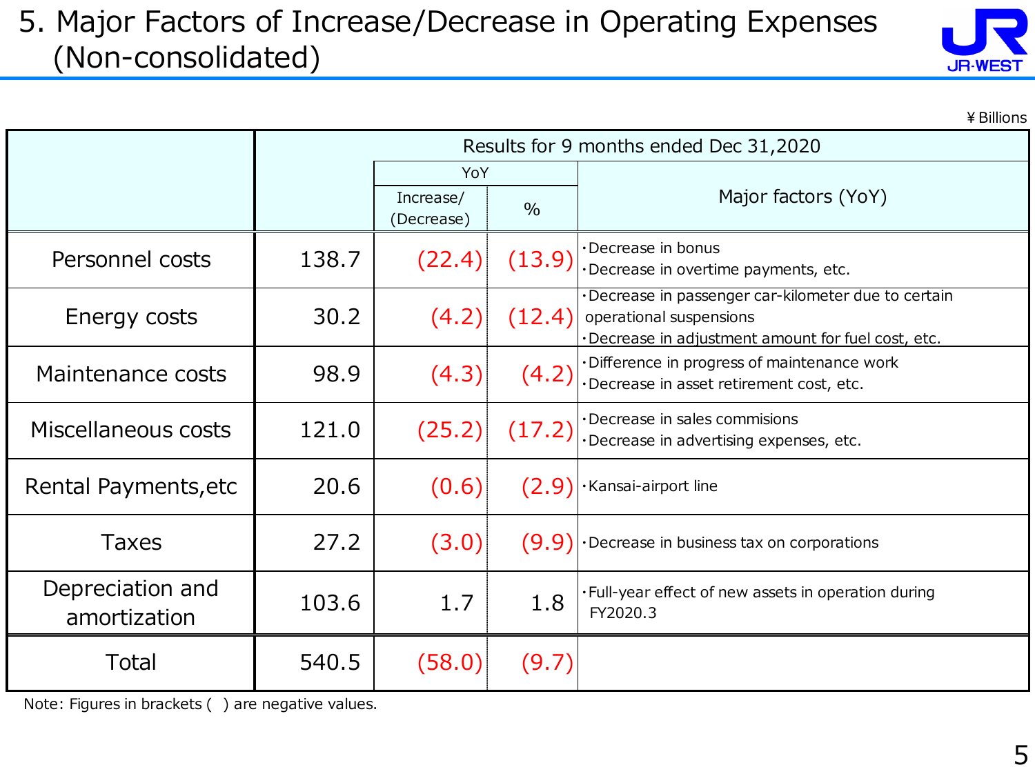# 5. Major Factors of Increase/Decrease in Operating Expenses (Non-consolidated)

¥Billions

| | Results for 9 months ended Dec 31,2020 | | | |
|---|---|---|---|---|
| | | YoY | | Major factors (YoY) |
| | | Increase/ (Decrease) | % | |
| Personnel costs | 138.7 | (22.4) | (13.9) | ・Decrease in bonus<br>・Decrease in overtime payments, etc. |
| Energy costs | 30.2 | (4.2) | (12.4) | ・Decrease in passenger car-kilometer due to certain operational suspensions<br>・Decrease in adjustment amount for fuel cost, etc. |
| Maintenance costs | 98.9 | (4.3) | (4.2) | ・Difference in progress of maintenance work<br>・Decrease in asset retirement cost, etc. |
| Miscellaneous costs | 121.0 | (25.2) | (17.2) | ・Decrease in sales commisions<br>・Decrease in advertising expenses, etc. |
| Rental Payments,etc | 20.6 | (0.6) | (2.9) | ・Kansai-airport line |
| Taxes | 27.2 | (3.0) | (9.9) | ・Decrease in business tax on corporations |
| Depreciation and amortization | 103.6 | 1.7 | 1.8 | ・Full-year effect of new assets in operation during FY2020.3 |
| Total | 540.5 | (58.0) | (9.7) | |

Note: Figures in brackets ( ) are negative values.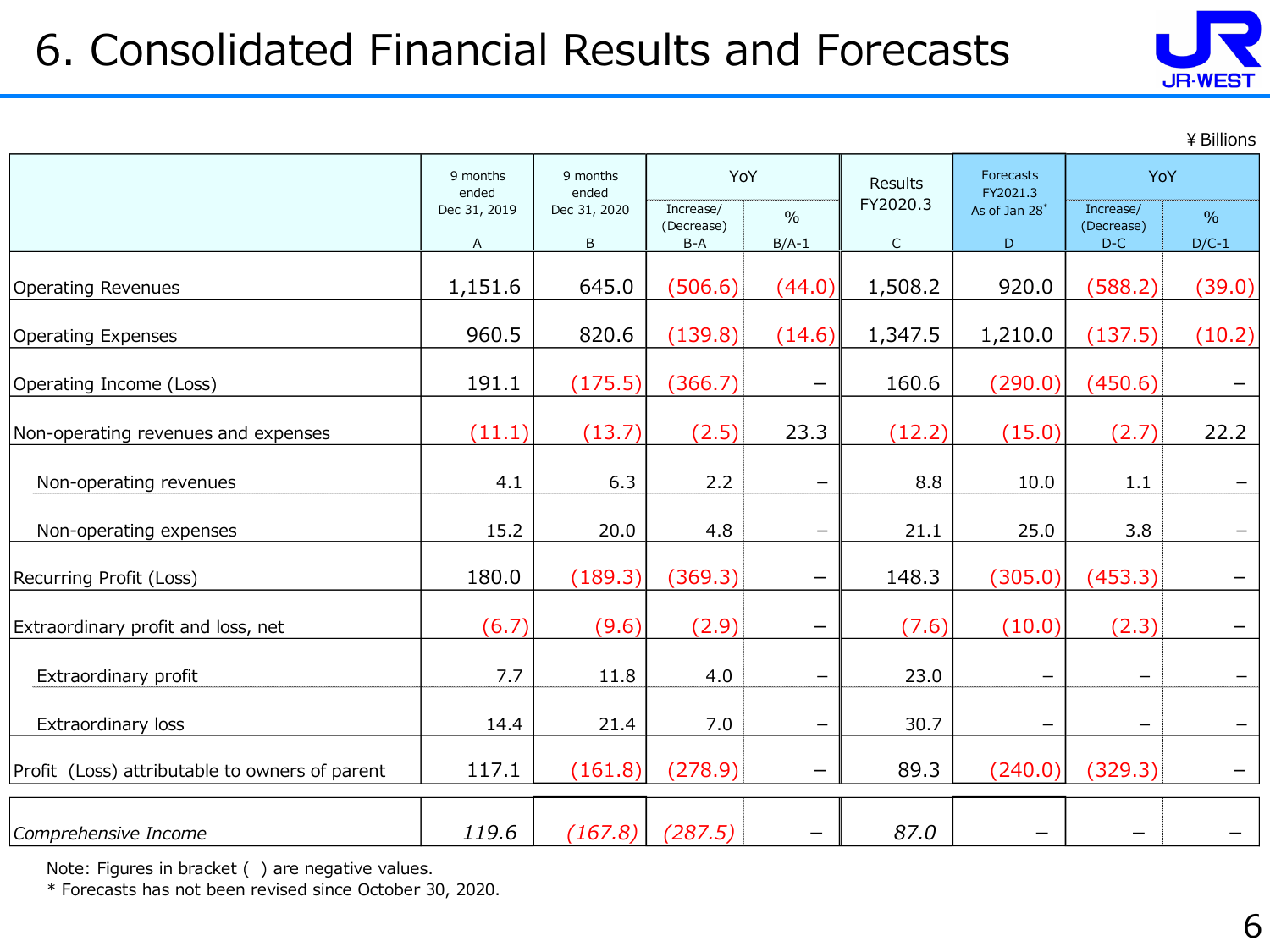# 6. Consolidated Financial Results and Forecasts

¥ Billions

| | 9 months ended Dec 31, 2019 A | 9 months ended Dec 31, 2020 B | YoY Increase/(Decrease) B-A | YoY % B/A-1 | Results FY2020.3 C | Forecasts FY2021.3 As of Jan 28* D | YoY Increase/(Decrease) D-C | YoY % D/C-1 |
|---|---|---|---|---|---|---|---|---|
| Operating Revenues | 1,151.6 | 645.0 | (506.6) | (44.0) | 1,508.2 | 920.0 | (588.2) | (39.0) |
| Operating Expenses | 960.5 | 820.6 | (139.8) | (14.6) | 1,347.5 | 1,210.0 | (137.5) | (10.2) |
| Operating Income (Loss) | 191.1 | (175.5) | (366.7) | – | 160.6 | (290.0) | (450.6) | – |
| Non-operating revenues and expenses | (11.1) | (13.7) | (2.5) | 23.3 | (12.2) | (15.0) | (2.7) | 22.2 |
| Non-operating revenues | 4.1 | 6.3 | 2.2 | – | 8.8 | 10.0 | 1.1 | – |
| Non-operating expenses | 15.2 | 20.0 | 4.8 | – | 21.1 | 25.0 | 3.8 | – |
| Recurring Profit (Loss) | 180.0 | (189.3) | (369.3) | – | 148.3 | (305.0) | (453.3) | – |
| Extraordinary profit and loss, net | (6.7) | (9.6) | (2.9) | – | (7.6) | (10.0) | (2.3) | – |
| Extraordinary profit | 7.7 | 11.8 | 4.0 | – | 23.0 | – | – | – |
| Extraordinary loss | 14.4 | 21.4 | 7.0 | – | 30.7 | – | – | – |
| Profit (Loss) attributable to owners of parent | 117.1 | (161.8) | (278.9) | – | 89.3 | (240.0) | (329.3) | – |
| *Comprehensive Income* | *119.6* | *(167.8)* | *(287.5)* | – | *87.0* | – | – | – |

Note: Figures in bracket ( ) are negative values.

\* Forecasts has not been revised since October 30, 2020.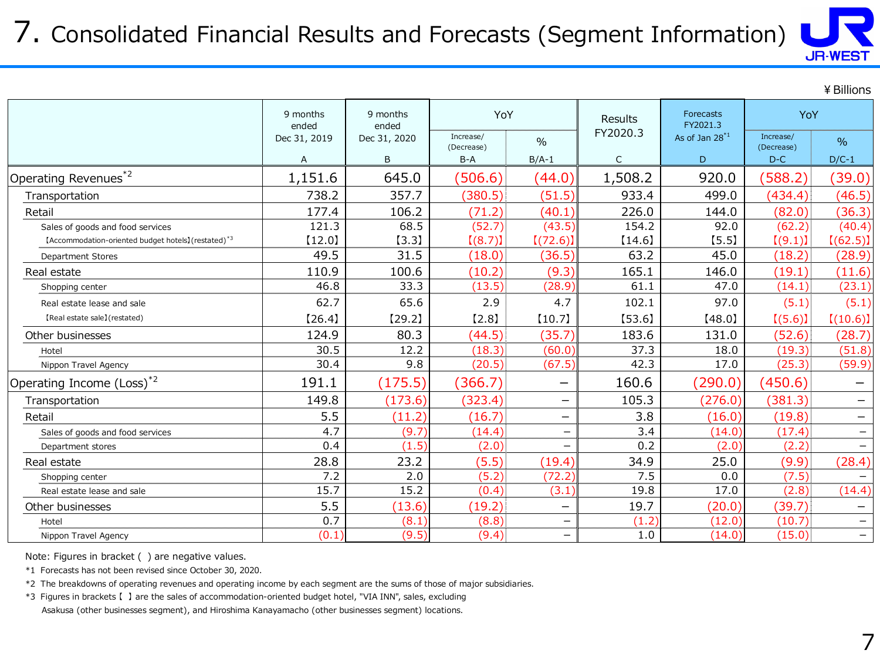# 7. Consolidated Financial Results and Forecasts (Segment Information)

¥ Billions

| | 9 months ended Dec 31, 2019 | 9 months ended Dec 31, 2020 | YoY | | Results FY2020.3 | Forecasts FY2021.3 As of Jan 28[*1] | YoY | |
|---|---|---|---|---|---|---|---|---|
| | | | Increase/ (Decrease) | % | | | Increase/ (Decrease) | % |
| | A | B | B-A | B/A-1 | C | D | D-C | D/C-1 |
| Operating Revenues[*2] | 1,151.6 | 645.0 | (506.6) | (44.0) | 1,508.2 | 920.0 | (588.2) | (39.0) |
| Transportation | 738.2 | 357.7 | (380.5) | (51.5) | 933.4 | 499.0 | (434.4) | (46.5) |
| Retail | 177.4 | 106.2 | (71.2) | (40.1) | 226.0 | 144.0 | (82.0) | (36.3) |
| Sales of goods and food services | 121.3 | 68.5 | (52.7) | (43.5) | 154.2 | 92.0 | (62.2) | (40.4) |
| 【Accommodation-oriented budget hotels】(restated)[*3] | 【12.0】 | 【3.3】 | 【(8.7)】 | 【(72.6)】 | 【14.6】 | 【5.5】 | 【(9.1)】 | 【(62.5)】 |
| Department Stores | 49.5 | 31.5 | (18.0) | (36.5) | 63.2 | 45.0 | (18.2) | (28.9) |
| Real estate | 110.9 | 100.6 | (10.2) | (9.3) | 165.1 | 146.0 | (19.1) | (11.6) |
| Shopping center | 46.8 | 33.3 | (13.5) | (28.9) | 61.1 | 47.0 | (14.1) | (23.1) |
| Real estate lease and sale | 62.7 | 65.6 | 2.9 | 4.7 | 102.1 | 97.0 | (5.1) | (5.1) |
| 【Real estate sale】(restated) | 【26.4】 | 【29.2】 | 【2.8】 | 【10.7】 | 【53.6】 | 【48.0】 | 【(5.6)】 | 【(10.6)】 |
| Other businesses | 124.9 | 80.3 | (44.5) | (35.7) | 183.6 | 131.0 | (52.6) | (28.7) |
| Hotel | 30.5 | 12.2 | (18.3) | (60.0) | 37.3 | 18.0 | (19.3) | (51.8) |
| Nippon Travel Agency | 30.4 | 9.8 | (20.5) | (67.5) | 42.3 | 17.0 | (25.3) | (59.9) |
| Operating Income (Loss)[*2] | 191.1 | (175.5) | (366.7) | – | 160.6 | (290.0) | (450.6) | – |
| Transportation | 149.8 | (173.6) | (323.4) | – | 105.3 | (276.0) | (381.3) | – |
| Retail | 5.5 | (11.2) | (16.7) | – | 3.8 | (16.0) | (19.8) | – |
| Sales of goods and food services | 4.7 | (9.7) | (14.4) | – | 3.4 | (14.0) | (17.4) | – |
| Department stores | 0.4 | (1.5) | (2.0) | – | 0.2 | (2.0) | (2.2) | – |
| Real estate | 28.8 | 23.2 | (5.5) | (19.4) | 34.9 | 25.0 | (9.9) | (28.4) |
| Shopping center | 7.2 | 2.0 | (5.2) | (72.2) | 7.5 | 0.0 | (7.5) | – |
| Real estate lease and sale | 15.7 | 15.2 | (0.4) | (3.1) | 19.8 | 17.0 | (2.8) | (14.4) |
| Other businesses | 5.5 | (13.6) | (19.2) | – | 19.7 | (20.0) | (39.7) | – |
| Hotel | 0.7 | (8.1) | (8.8) | – | (1.2) | (12.0) | (10.7) | – |
| Nippon Travel Agency | (0.1) | (9.5) | (9.4) | – | 1.0 | (14.0) | (15.0) | – |

Note: Figures in bracket ( ) are negative values.

*1 Forecasts has not been revised since October 30, 2020.

*2 The breakdowns of operating revenues and operating income by each segment are the sums of those of major subsidiaries.

*3 Figures in brackets【 】are the sales of accommodation-oriented budget hotel, "VIA INN", sales, excluding Asakusa (other businesses segment), and Hiroshima Kanayamacho (other businesses segment) locations.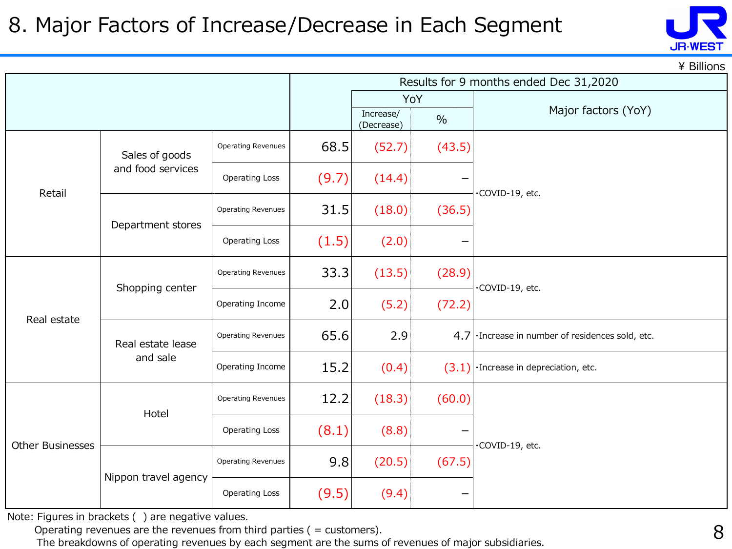# 8. Major Factors of Increase/Decrease in Each Segment

¥ Billions

| | | | Results for 9 months ended Dec 31,2020 | | | |
|---|---|---|---|---|---|---|
| | | | | YoY | | Major factors (YoY) |
| | | | | Increase/ (Decrease) | % | |
| Retail | Sales of goods and food services | Operating Revenues | 68.5 | (52.7) | (43.5) | ･COVID-19, etc. |
| | | Operating Loss | (9.7) | (14.4) | – | |
| | Department stores | Operating Revenues | 31.5 | (18.0) | (36.5) | |
| | | Operating Loss | (1.5) | (2.0) | – | |
| Real estate | Shopping center | Operating Revenues | 33.3 | (13.5) | (28.9) | ･COVID-19, etc. |
| | | Operating Income | 2.0 | (5.2) | (72.2) | |
| | Real estate lease and sale | Operating Revenues | 65.6 | 2.9 | 4.7 | ･Increase in number of residences sold, etc. |
| | | Operating Income | 15.2 | (0.4) | (3.1) | ･Increase in depreciation, etc. |
| Other Businesses | Hotel | Operating Revenues | 12.2 | (18.3) | (60.0) | ･COVID-19, etc. |
| | | Operating Loss | (8.1) | (8.8) | – | |
| | Nippon travel agency | Operating Revenues | 9.8 | (20.5) | (67.5) | |
| | | Operating Loss | (9.5) | (9.4) | – | |

Note: Figures in brackets ( ) are negative values.
Operating revenues are the revenues from third parties ( = customers).
The breakdowns of operating revenues by each segment are the sums of revenues of major subsidiaries.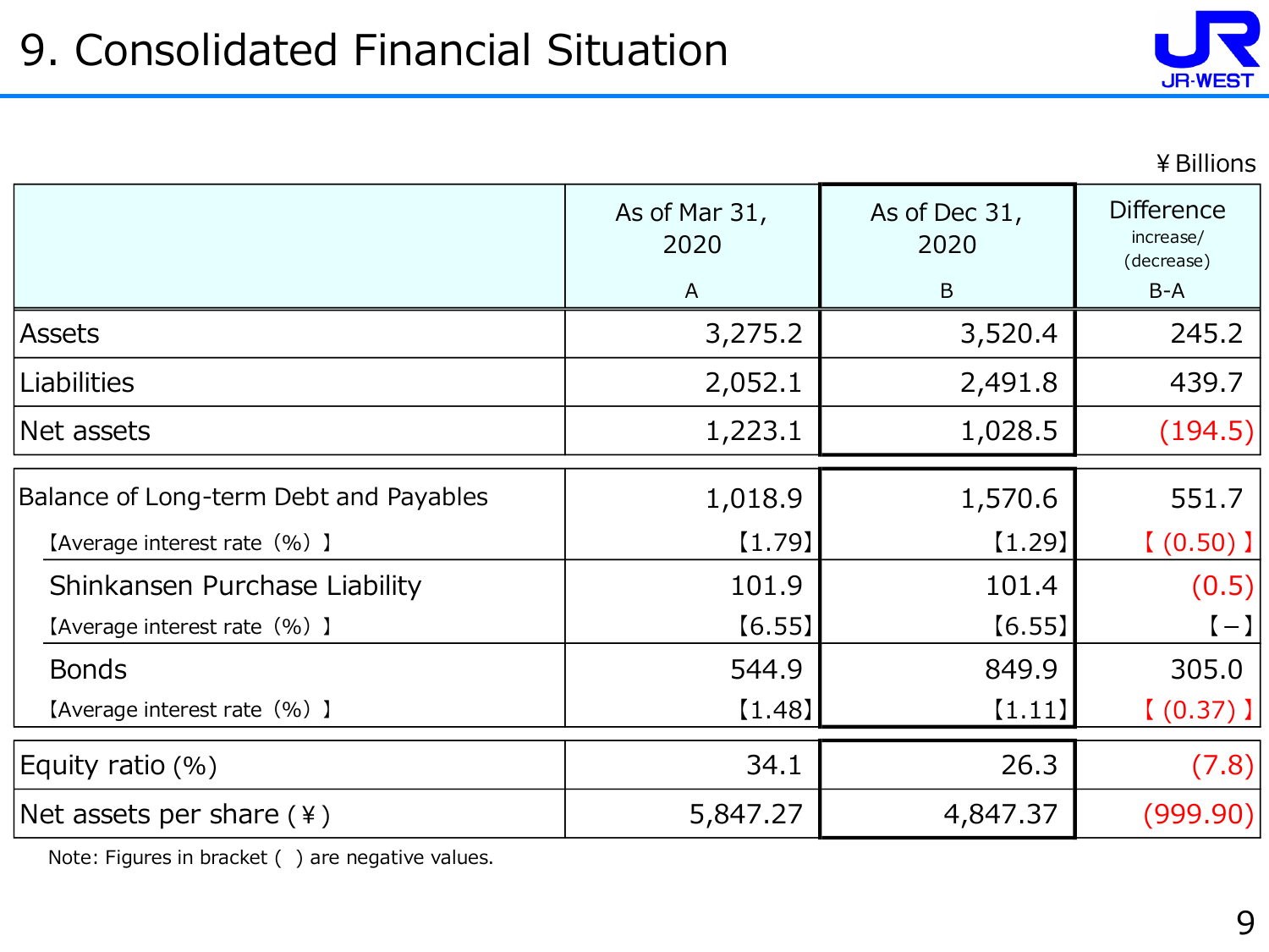# 9. Consolidated Financial Situation

¥Billions

| | As of Mar 31, 2020<br>A | As of Dec 31, 2020<br>B | Difference increase/ (decrease)<br>B-A |
|---|---|---|---|
| Assets | 3,275.2 | 3,520.4 | 245.2 |
| Liabilities | 2,052.1 | 2,491.8 | 439.7 |
| Net assets | 1,223.1 | 1,028.5 | (194.5) |
| Balance of Long-term Debt and Payables | 1,018.9 | 1,570.6 | 551.7 |
| 【Average interest rate（%）】 | 【1.79】 | 【1.29】 | 【(0.50)】 |
| Shinkansen Purchase Liability | 101.9 | 101.4 | (0.5) |
| 【Average interest rate（%）】 | 【6.55】 | 【6.55】 | 【−】 |
| Bonds | 544.9 | 849.9 | 305.0 |
| 【Average interest rate（%）】 | 【1.48】 | 【1.11】 | 【(0.37)】 |
| Equity ratio (%) | 34.1 | 26.3 | (7.8) |
| Net assets per share (¥) | 5,847.27 | 4,847.37 | (999.90) |

Note: Figures in bracket ( ) are negative values.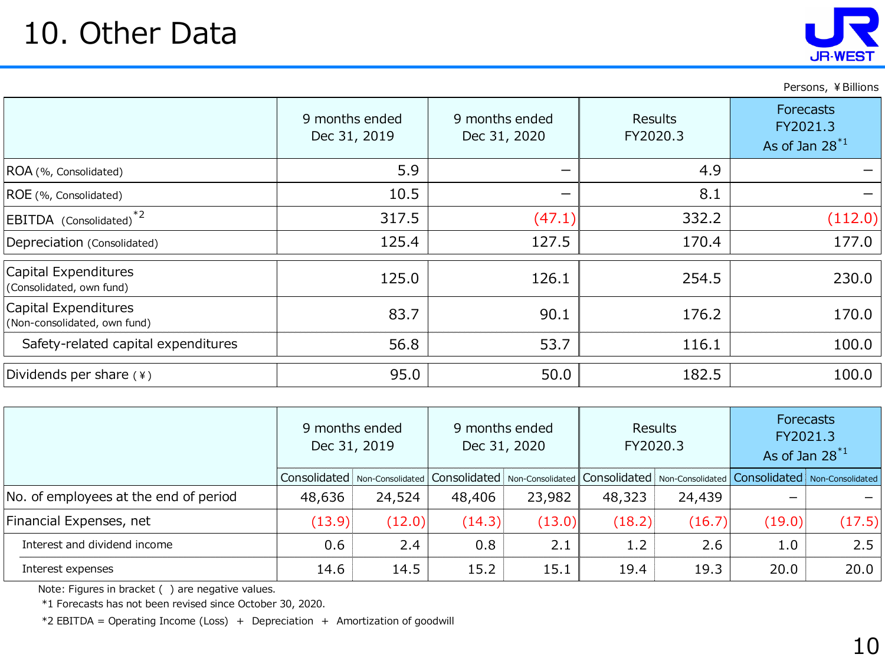# 10. Other Data

Persons, ¥Billions

| | 9 months ended Dec 31, 2019 | 9 months ended Dec 31, 2020 | Results FY2020.3 | Forecasts FY2021.3 As of Jan 28 *1 |
|---|---|---|---|---|
| ROA (%, Consolidated) | 5.9 | – | 4.9 | – |
| ROE (%, Consolidated) | 10.5 | – | 8.1 | – |
| EBITDA (Consolidated) *2 | 317.5 | (47.1) | 332.2 | (112.0) |
| Depreciation (Consolidated) | 125.4 | 127.5 | 170.4 | 177.0 |
| Capital Expenditures (Consolidated, own fund) | 125.0 | 126.1 | 254.5 | 230.0 |
| Capital Expenditures (Non-consolidated, own fund) | 83.7 | 90.1 | 176.2 | 170.0 |
| Safety-related capital expenditures | 56.8 | 53.7 | 116.1 | 100.0 |
| Dividends per share (¥) | 95.0 | 50.0 | 182.5 | 100.0 |

| | 9 months ended Dec 31, 2019 | | 9 months ended Dec 31, 2020 | | Results FY2020.3 | | Forecasts FY2021.3 As of Jan 28 *1 | |
|---|---|---|---|---|---|---|---|---|
| | Consolidated | Non-Consolidated | Consolidated | Non-Consolidated | Consolidated | Non-Consolidated | Consolidated | Non-Consolidated |
| No. of employees at the end of period | 48,636 | 24,524 | 48,406 | 23,982 | 48,323 | 24,439 | – | – |
| Financial Expenses, net | (13.9) | (12.0) | (14.3) | (13.0) | (18.2) | (16.7) | (19.0) | (17.5) |
| Interest and dividend income | 0.6 | 2.4 | 0.8 | 2.1 | 1.2 | 2.6 | 1.0 | 2.5 |
| Interest expenses | 14.6 | 14.5 | 15.2 | 15.1 | 19.4 | 19.3 | 20.0 | 20.0 |

Note: Figures in bracket ( ) are negative values.

*1 Forecasts has not been revised since October 30, 2020.

*2 EBITDA = Operating Income (Loss) + Depreciation + Amortization of goodwill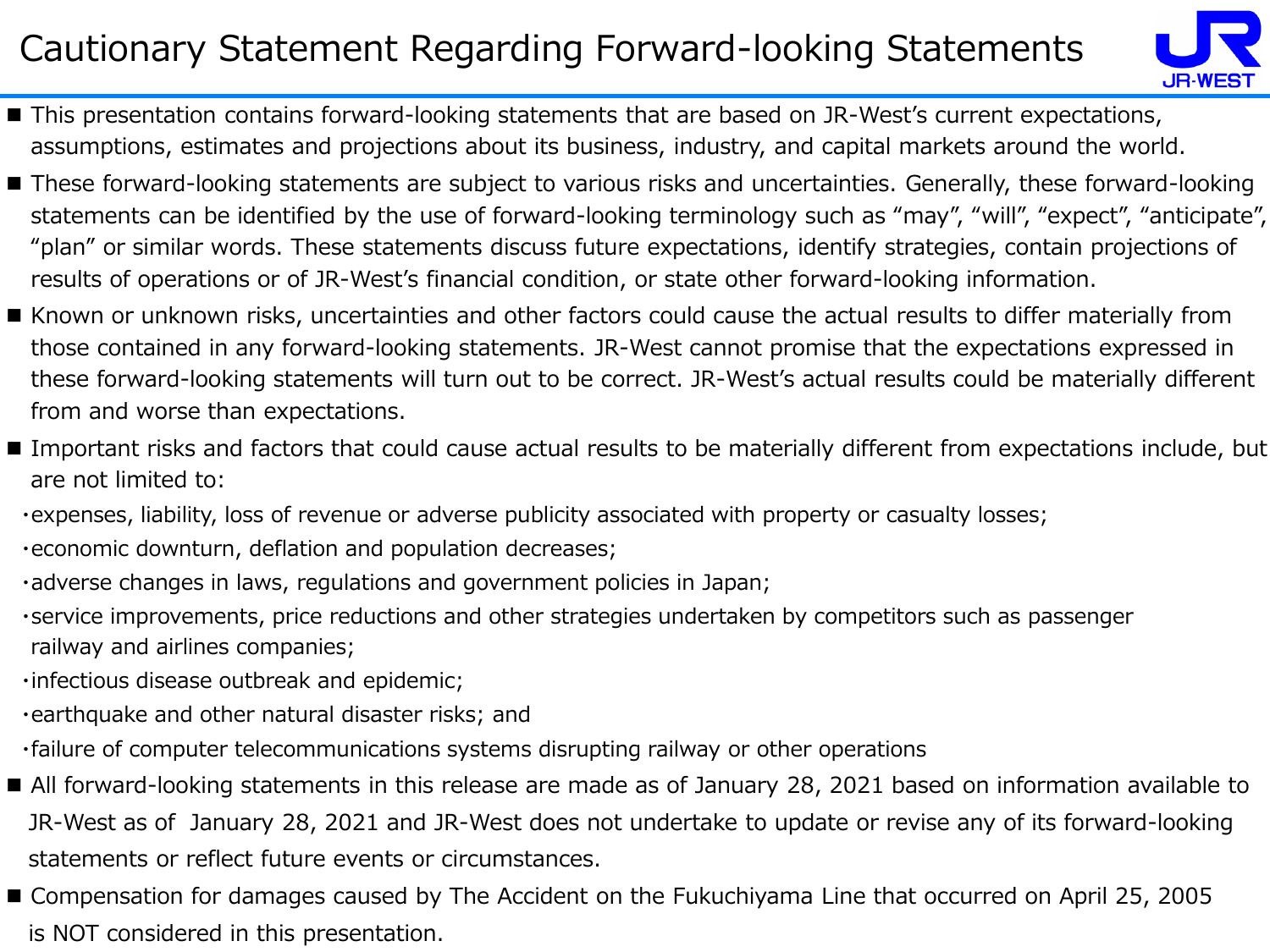# Cautionary Statement Regarding Forward-looking Statements

- This presentation contains forward-looking statements that are based on JR-West's current expectations, assumptions, estimates and projections about its business, industry, and capital markets around the world.
- These forward-looking statements are subject to various risks and uncertainties. Generally, these forward-looking statements can be identified by the use of forward-looking terminology such as "may", "will", "expect", "anticipate", "plan" or similar words. These statements discuss future expectations, identify strategies, contain projections of results of operations or of JR-West's financial condition, or state other forward-looking information.
- Known or unknown risks, uncertainties and other factors could cause the actual results to differ materially from those contained in any forward-looking statements. JR-West cannot promise that the expectations expressed in these forward-looking statements will turn out to be correct. JR-West's actual results could be materially different from and worse than expectations.
- Important risks and factors that could cause actual results to be materially different from expectations include, but are not limited to:
  - expenses, liability, loss of revenue or adverse publicity associated with property or casualty losses;
  - economic downturn, deflation and population decreases;
  - adverse changes in laws, regulations and government policies in Japan;
  - service improvements, price reductions and other strategies undertaken by competitors such as passenger railway and airlines companies;
  - infectious disease outbreak and epidemic;
  - earthquake and other natural disaster risks; and
  - failure of computer telecommunications systems disrupting railway or other operations
- All forward-looking statements in this release are made as of January 28, 2021 based on information available to JR-West as of January 28, 2021 and JR-West does not undertake to update or revise any of its forward-looking statements or reflect future events or circumstances.
- Compensation for damages caused by The Accident on the Fukuchiyama Line that occurred on April 25, 2005 is NOT considered in this presentation.